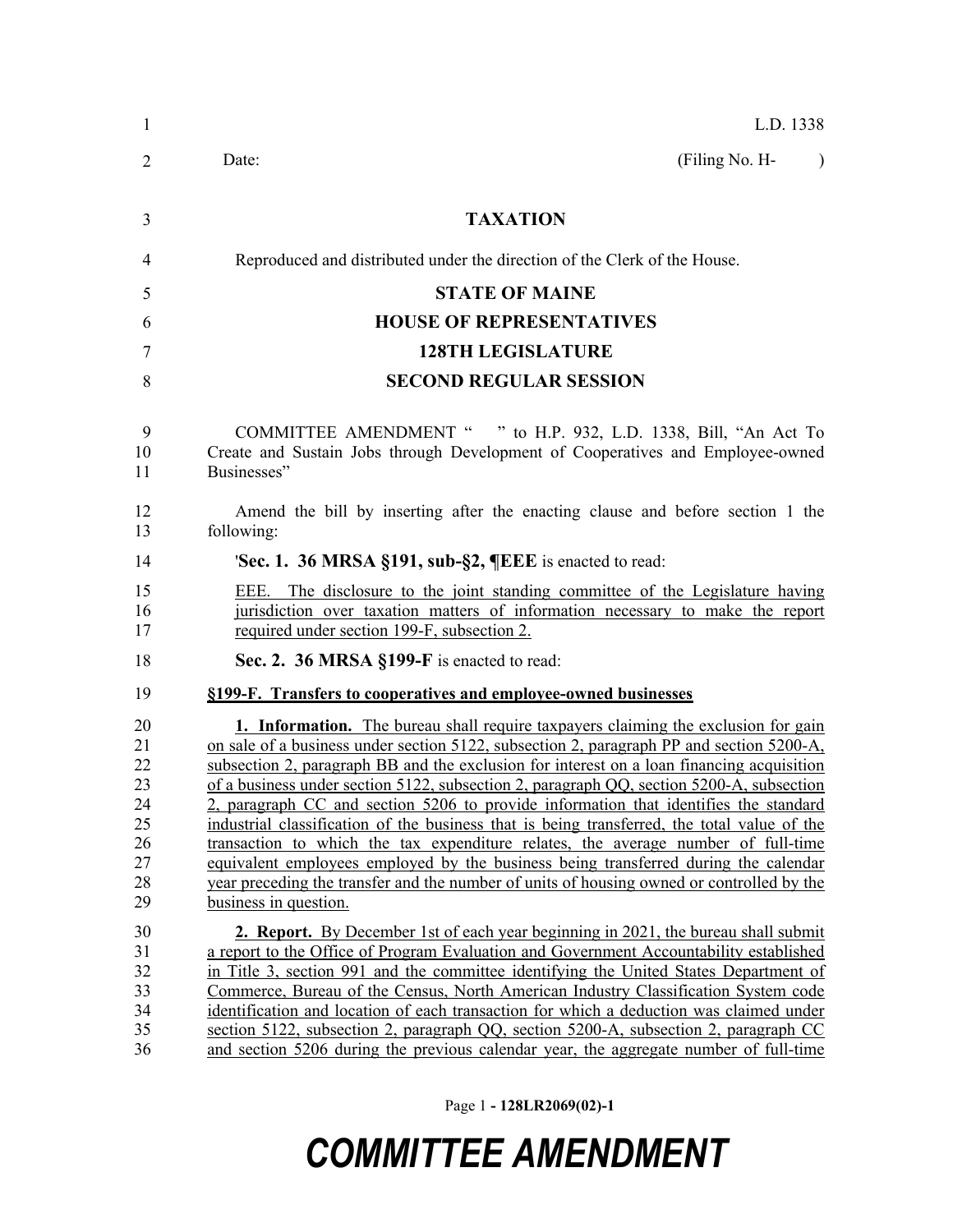L.D. 1338

Date: (Filing No. H- )

**TAXATION**

Reproduced and distributed under the direction of the Clerk of the House.

**STATE OF MAINE**

**HOUSE OF REPRESENTATIVES**

**128TH LEGISLATURE**

**SECOND REGULAR SESSION**

COMMITTEE AMENDMENT " " to H.P. 932, L.D. 1338, Bill, "An Act To Create and Sustain Jobs through Development of Cooperatives and Employee-owned Businesses"

Amend the bill by inserting after the enacting clause and before section 1 the following:

'**Sec. 1. 36 MRSA §191, sub-§2, ¶EEE** is enacted to read:

EEE. The disclosure to the joint standing committee of the Legislature having jurisdiction over taxation matters of information necessary to make the report required under section 199-F, subsection 2.

**Sec. 2. 36 MRSA §199-F** is enacted to read:

**§199-F. Transfers to cooperatives and employee-owned businesses**

**1. Information.** The bureau shall require taxpayers claiming the exclusion for gain on sale of a business under section 5122, subsection 2, paragraph PP and section 5200-A, subsection 2, paragraph BB and the exclusion for interest on a loan financing acquisition of a business under section 5122, subsection 2, paragraph QQ, section 5200-A, subsection 2, paragraph CC and section 5206 to provide information that identifies the standard industrial classification of the business that is being transferred, the total value of the transaction to which the tax expenditure relates, the average number of full-time equivalent employees employed by the business being transferred during the calendar year preceding the transfer and the number of units of housing owned or controlled by the business in question.

**2. Report.** By December 1st of each year beginning in 2021, the bureau shall submit a report to the Office of Program Evaluation and Government Accountability established in Title 3, section 991 and the committee identifying the United States Department of Commerce, Bureau of the Census, North American Industry Classification System code identification and location of each transaction for which a deduction was claimed under section 5122, subsection 2, paragraph QQ, section 5200-A, subsection 2, paragraph CC and section 5206 during the previous calendar year, the aggregate number of full-time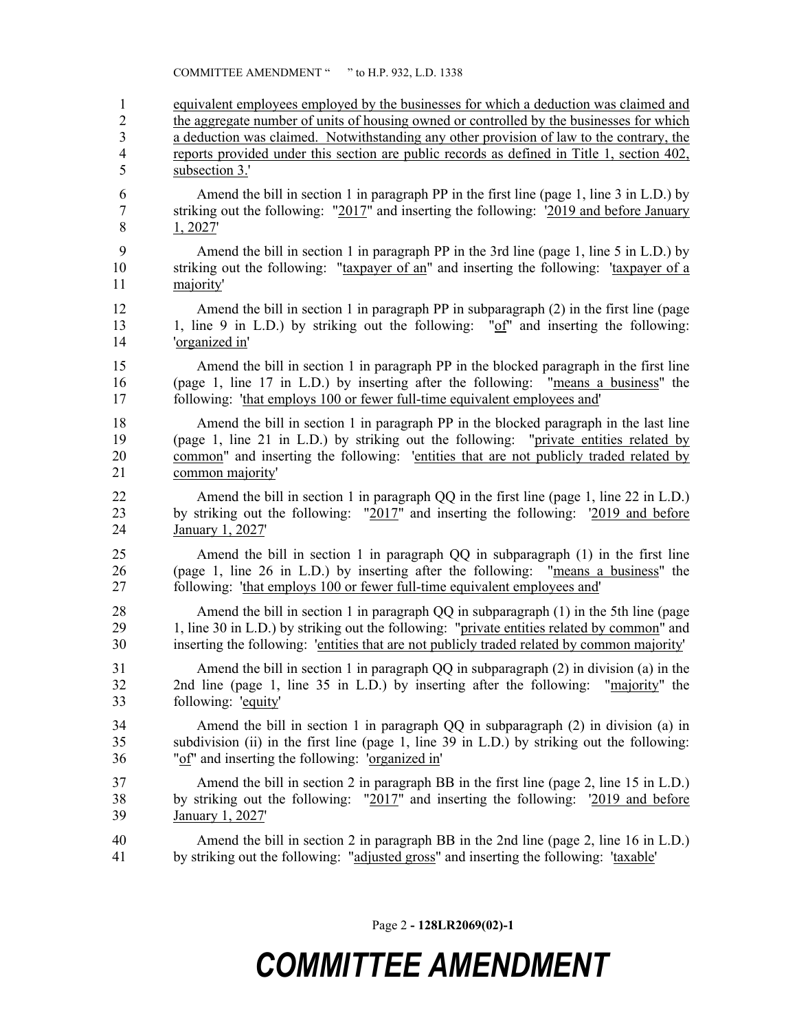equivalent employees employed by the businesses for which a deduction was claimed and the aggregate number of units of housing owned or controlled by the businesses for which a deduction was claimed. Notwithstanding any other provision of law to the contrary, the reports provided under this section are public records as defined in Title 1, section 402, subsection 3.'

Amend the bill in section 1 in paragraph PP in the first line (page 1, line 3 in L.D.) by striking out the following: "2017" and inserting the following: '2019 and before January 1, 2027'

Amend the bill in section 1 in paragraph PP in the 3rd line (page 1, line 5 in L.D.) by striking out the following: "taxpayer of an" and inserting the following: 'taxpayer of a majority'

Amend the bill in section 1 in paragraph PP in subparagraph (2) in the first line (page 1, line 9 in L.D.) by striking out the following: "of" and inserting the following: 'organized in'

Amend the bill in section 1 in paragraph PP in the blocked paragraph in the first line (page 1, line 17 in L.D.) by inserting after the following: "means a business" the following: 'that employs 100 or fewer full-time equivalent employees and'

Amend the bill in section 1 in paragraph PP in the blocked paragraph in the last line (page 1, line 21 in L.D.) by striking out the following: "private entities related by common" and inserting the following: 'entities that are not publicly traded related by common majority'

Amend the bill in section 1 in paragraph QQ in the first line (page 1, line 22 in L.D.) by striking out the following: "2017" and inserting the following: '2019 and before January 1, 2027'

Amend the bill in section 1 in paragraph QQ in subparagraph (1) in the first line (page 1, line 26 in L.D.) by inserting after the following: "means a business" the following: 'that employs 100 or fewer full-time equivalent employees and'

Amend the bill in section 1 in paragraph QQ in subparagraph (1) in the 5th line (page 1, line 30 in L.D.) by striking out the following: "private entities related by common" and inserting the following: 'entities that are not publicly traded related by common majority'

Amend the bill in section 1 in paragraph QQ in subparagraph (2) in division (a) in the 2nd line (page 1, line 35 in L.D.) by inserting after the following: "majority" the following: 'equity'

Amend the bill in section 1 in paragraph QQ in subparagraph (2) in division (a) in subdivision (ii) in the first line (page 1, line 39 in L.D.) by striking out the following: "of" and inserting the following: 'organized in'

Amend the bill in section 2 in paragraph BB in the first line (page 2, line 15 in L.D.) by striking out the following: "2017" and inserting the following: '2019 and before January 1, 2027'

Amend the bill in section 2 in paragraph BB in the 2nd line (page 2, line 16 in L.D.) by striking out the following: "adjusted gross" and inserting the following: 'taxable'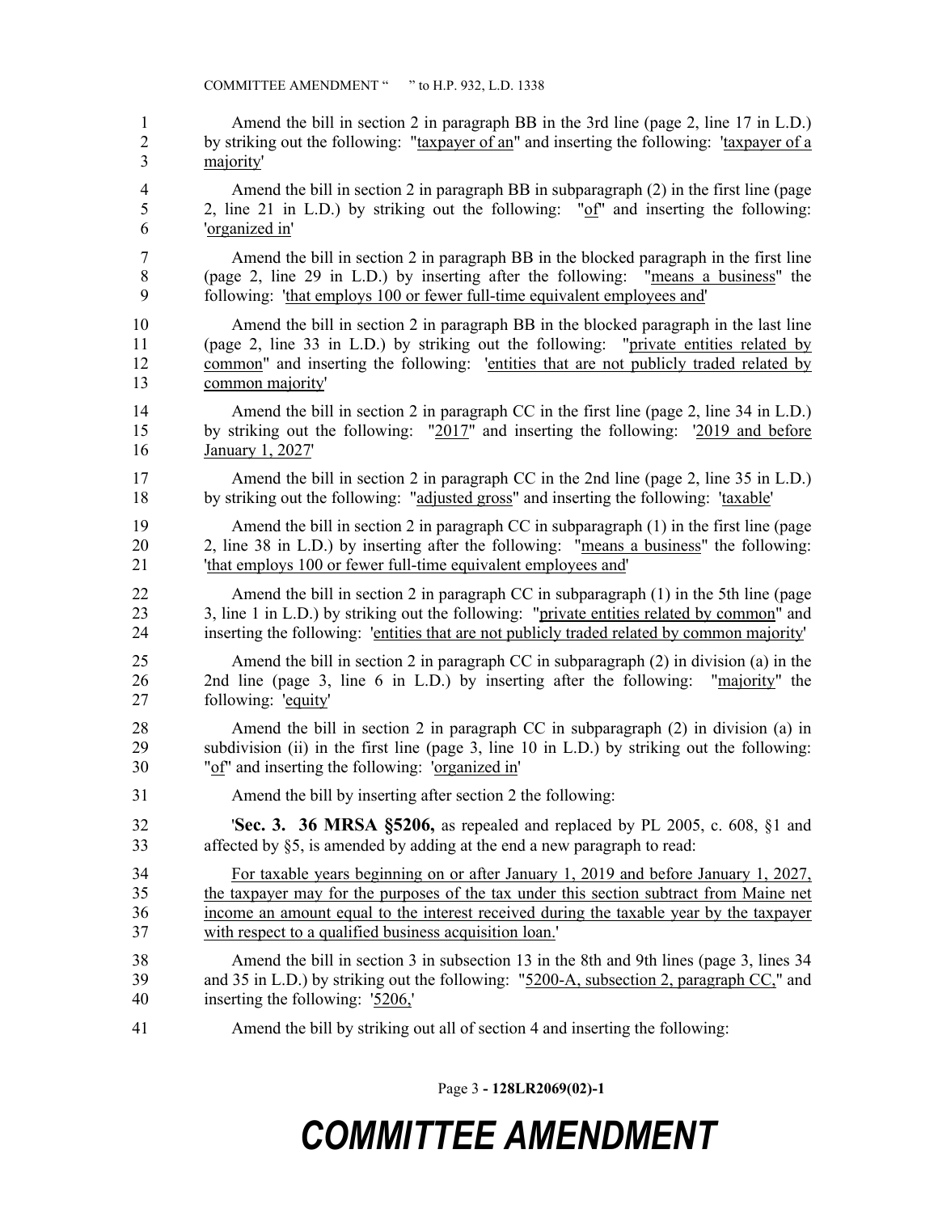Amend the bill in section 2 in paragraph BB in the 3rd line (page 2, line 17 in L.D.) by striking out the following: "taxpayer of an" and inserting the following: 'taxpayer of a majority'

Amend the bill in section 2 in paragraph BB in subparagraph (2) in the first line (page 2, line 21 in L.D.) by striking out the following: "of" and inserting the following: 'organized in'

Amend the bill in section 2 in paragraph BB in the blocked paragraph in the first line (page 2, line 29 in L.D.) by inserting after the following: "means a business" the following: 'that employs 100 or fewer full-time equivalent employees and'

Amend the bill in section 2 in paragraph BB in the blocked paragraph in the last line (page 2, line 33 in L.D.) by striking out the following: "private entities related by common" and inserting the following: 'entities that are not publicly traded related by common majority'

Amend the bill in section 2 in paragraph CC in the first line (page 2, line 34 in L.D.) by striking out the following: "2017" and inserting the following: '2019 and before January 1, 2027'

Amend the bill in section 2 in paragraph CC in the 2nd line (page 2, line 35 in L.D.) by striking out the following: "adjusted gross" and inserting the following: 'taxable'

Amend the bill in section 2 in paragraph CC in subparagraph (1) in the first line (page 2, line 38 in L.D.) by inserting after the following: "means a business" the following: 'that employs 100 or fewer full-time equivalent employees and'

Amend the bill in section 2 in paragraph CC in subparagraph (1) in the 5th line (page 3, line 1 in L.D.) by striking out the following: "private entities related by common" and inserting the following: 'entities that are not publicly traded related by common majority'

Amend the bill in section 2 in paragraph CC in subparagraph (2) in division (a) in the 2nd line (page 3, line 6 in L.D.) by inserting after the following: "majority" the following: 'equity'

Amend the bill in section 2 in paragraph CC in subparagraph (2) in division (a) in subdivision (ii) in the first line (page 3, line 10 in L.D.) by striking out the following: "of" and inserting the following: 'organized in'

Amend the bill by inserting after section 2 the following:

'**Sec. 3. 36 MRSA §5206,** as repealed and replaced by PL 2005, c. 608, §1 and affected by §5, is amended by adding at the end a new paragraph to read:

For taxable years beginning on or after January 1, 2019 and before January 1, 2027, the taxpayer may for the purposes of the tax under this section subtract from Maine net income an amount equal to the interest received during the taxable year by the taxpayer with respect to a qualified business acquisition loan.'

Amend the bill in section 3 in subsection 13 in the 8th and 9th lines (page 3, lines 34 and 35 in L.D.) by striking out the following: "5200-A, subsection 2, paragraph CC," and inserting the following: '5206,'

Amend the bill by striking out all of section 4 and inserting the following: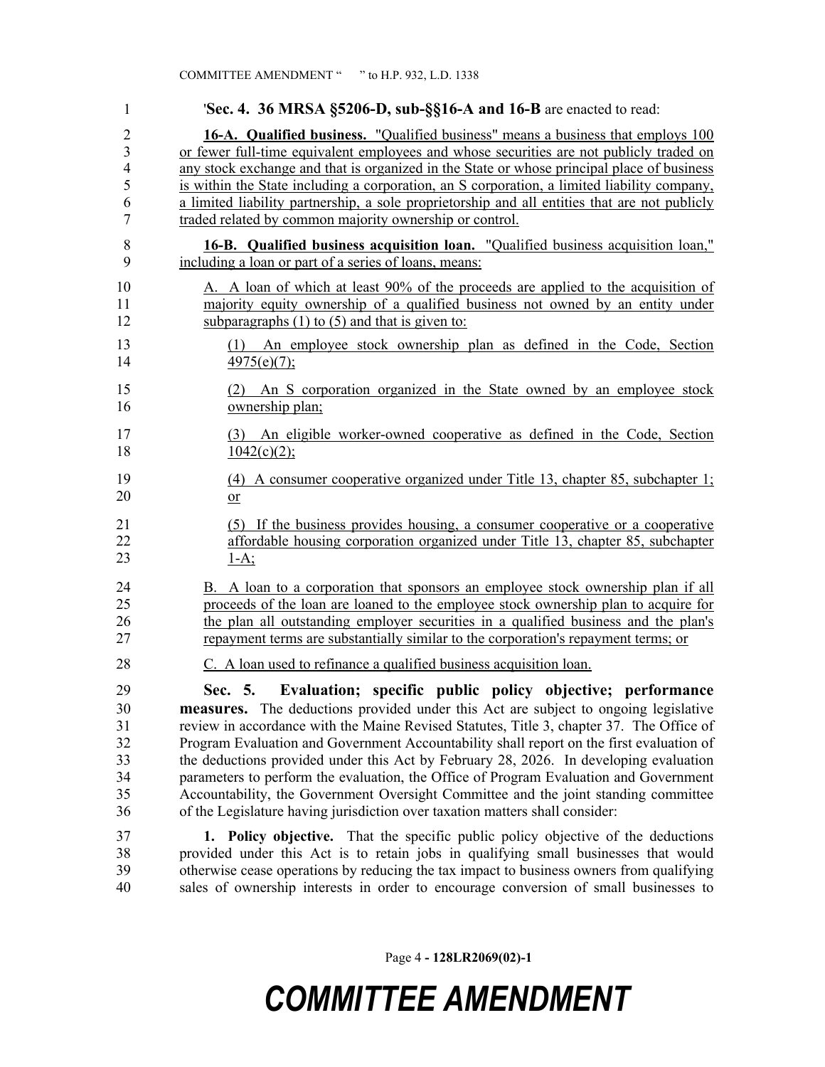'**Sec. 4. 36 MRSA §5206-D, sub-§§16-A and 16-B** are enacted to read:

**16-A. Qualified business.** "Qualified business" means a business that employs 100 or fewer full-time equivalent employees and whose securities are not publicly traded on any stock exchange and that is organized in the State or whose principal place of business is within the State including a corporation, an S corporation, a limited liability company, a limited liability partnership, a sole proprietorship and all entities that are not publicly traded related by common majority ownership or control.

**16-B. Qualified business acquisition loan.** "Qualified business acquisition loan," including a loan or part of a series of loans, means:

A. A loan of which at least 90% of the proceeds are applied to the acquisition of majority equity ownership of a qualified business not owned by an entity under subparagraphs (1) to (5) and that is given to:

(1) An employee stock ownership plan as defined in the Code, Section 4975(e)(7);

(2) An S corporation organized in the State owned by an employee stock ownership plan;

(3) An eligible worker-owned cooperative as defined in the Code, Section 1042(c)(2);

(4) A consumer cooperative organized under Title 13, chapter 85, subchapter 1; or

(5) If the business provides housing, a consumer cooperative or a cooperative affordable housing corporation organized under Title 13, chapter 85, subchapter 1-A;

B. A loan to a corporation that sponsors an employee stock ownership plan if all proceeds of the loan are loaned to the employee stock ownership plan to acquire for the plan all outstanding employer securities in a qualified business and the plan's repayment terms are substantially similar to the corporation's repayment terms; or

C. A loan used to refinance a qualified business acquisition loan.

**Sec. 5. Evaluation; specific public policy objective; performance measures.** The deductions provided under this Act are subject to ongoing legislative review in accordance with the Maine Revised Statutes, Title 3, chapter 37. The Office of Program Evaluation and Government Accountability shall report on the first evaluation of the deductions provided under this Act by February 28, 2026. In developing evaluation parameters to perform the evaluation, the Office of Program Evaluation and Government Accountability, the Government Oversight Committee and the joint standing committee of the Legislature having jurisdiction over taxation matters shall consider:

**1. Policy objective.** That the specific public policy objective of the deductions provided under this Act is to retain jobs in qualifying small businesses that would otherwise cease operations by reducing the tax impact to business owners from qualifying sales of ownership interests in order to encourage conversion of small businesses to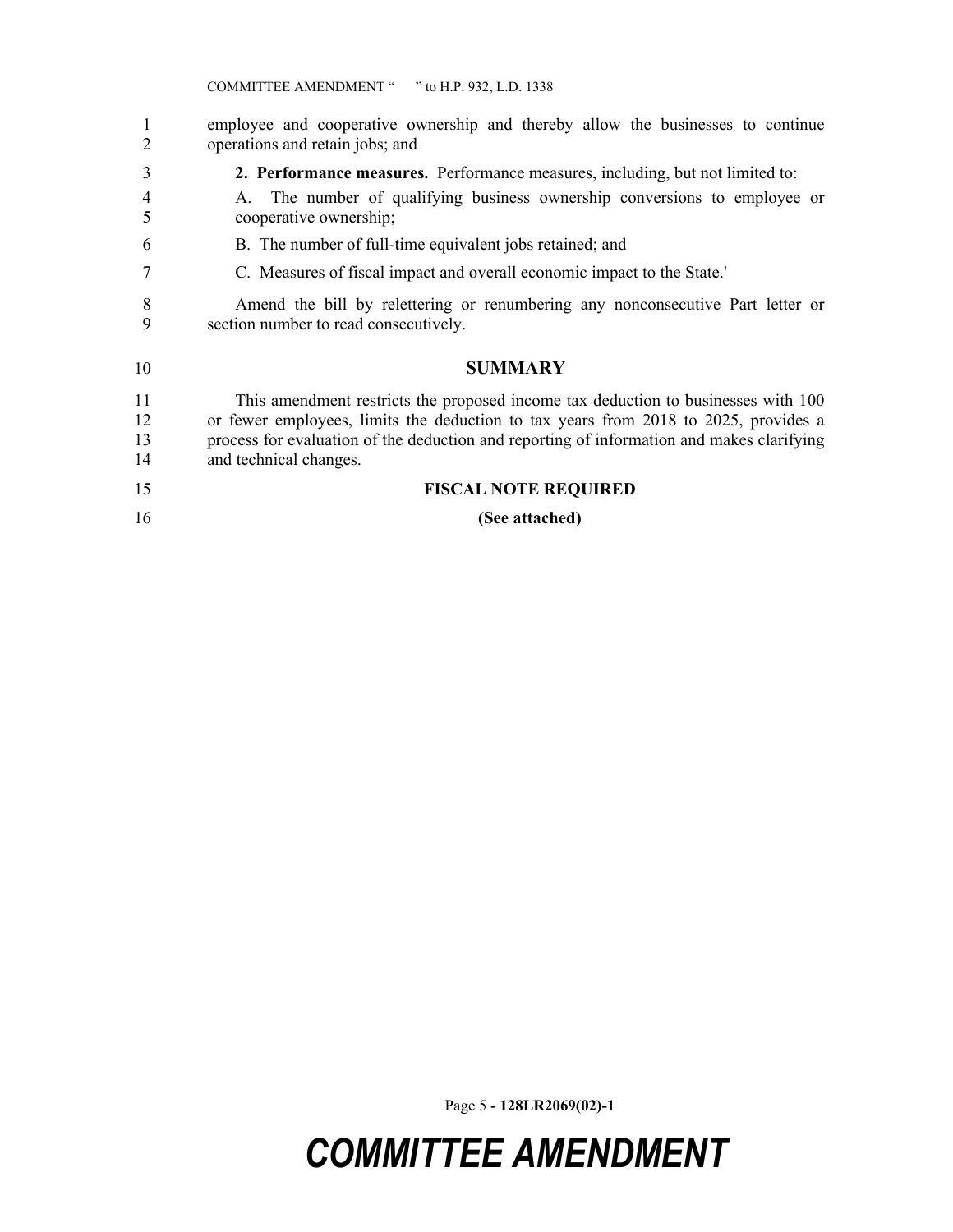employee and cooperative ownership and thereby allow the businesses to continue operations and retain jobs; and

**2. Performance measures.** Performance measures, including, but not limited to:

A. The number of qualifying business ownership conversions to employee or cooperative ownership;

B. The number of full-time equivalent jobs retained; and

C. Measures of fiscal impact and overall economic impact to the State.'

Amend the bill by relettering or renumbering any nonconsecutive Part letter or section number to read consecutively.

## SUMMARY

This amendment restricts the proposed income tax deduction to businesses with 100 or fewer employees, limits the deduction to tax years from 2018 to 2025, provides a process for evaluation of the deduction and reporting of information and makes clarifying and technical changes.

**FISCAL NOTE REQUIRED**

**(See attached)**